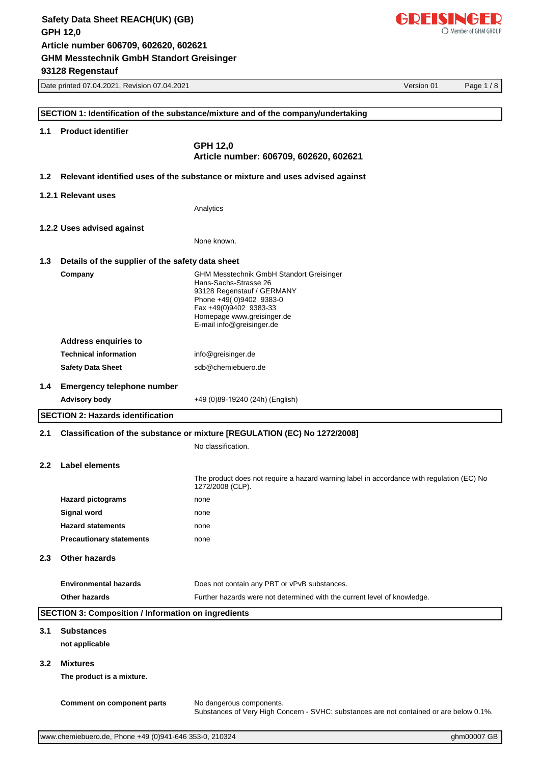# Safety Data Sheet REACH(UK) (GB)

**GPH 12,0**

**Article number 606709, 602620, 602621**

**GHM Messtechnik GmbH Standort Greisinger**

**93128 Regenstauf**

Date printed 07.04.2021, Revision 07.04.2021 — Version 01

## SECTION 1: Identification of the substance/mixture and of the company/undertaking

### 1.1 Product identifier

**GPH 12,0**
**Article number: 606709, 602620, 602621**

### 1.2 Relevant identified uses of the substance or mixture and uses advised against

#### 1.2.1 Relevant uses

Analytics

#### 1.2.2 Uses advised against

None known.

### 1.3 Details of the supplier of the safety data sheet

**Company**

GHM Messtechnik GmbH Standort Greisinger
Hans-Sachs-Strasse 26
93128 Regenstauf / GERMANY
Phone +49( 0)9402 9383-0
Fax +49(0)9402 9383-33
Homepage www.greisinger.de
E-mail info@greisinger.de

**Address enquiries to**

| | |
|---|---|
| **Technical information** | info@greisinger.de |
| **Safety Data Sheet** | sdb@chemiebuero.de |

### 1.4 Emergency telephone number

| | |
|---|---|
| **Advisory body** | +49 (0)89-19240 (24h) (English) |

## SECTION 2: Hazards identification

### 2.1 Classification of the substance or mixture [REGULATION (EC) No 1272/2008]

No classification.

### 2.2 Label elements

The product does not require a hazard warning label in accordance with regulation (EC) No 1272/2008 (CLP).

| | |
|---|---|
| **Hazard pictograms** | none |
| **Signal word** | none |
| **Hazard statements** | none |
| **Precautionary statements** | none |

### 2.3 Other hazards

| | |
|---|---|
| **Environmental hazards** | Does not contain any PBT or vPvB substances. |
| **Other hazards** | Further hazards were not determined with the current level of knowledge. |

## SECTION 3: Composition / Information on ingredients

### 3.1 Substances

**not applicable**

### 3.2 Mixtures

**The product is a mixture.**

**Comment on component parts**

No dangerous components.
Substances of Very High Concern - SVHC: substances are not contained or are below 0.1%.

www.chemiebuero.de, Phone +49 (0)941-646 353-0, 210324 — ghm00007 GB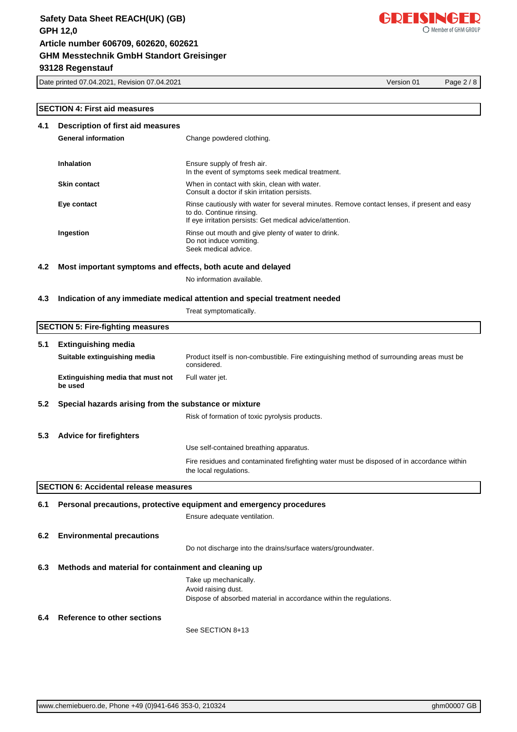## SECTION 4: First aid measures

### 4.1 Description of first aid measures

**General information**
Change powdered clothing.

**Inhalation**
Ensure supply of fresh air.
In the event of symptoms seek medical treatment.

**Skin contact**
When in contact with skin, clean with water.
Consult a doctor if skin irritation persists.

**Eye contact**
Rinse cautiously with water for several minutes. Remove contact lenses, if present and easy to do. Continue rinsing.
If eye irritation persists: Get medical advice/attention.

**Ingestion**
Rinse out mouth and give plenty of water to drink.
Do not induce vomiting.
Seek medical advice.

### 4.2 Most important symptoms and effects, both acute and delayed

No information available.

### 4.3 Indication of any immediate medical attention and special treatment needed

Treat symptomatically.

## SECTION 5: Fire-fighting measures

### 5.1 Extinguishing media

**Suitable extinguishing media**
Product itself is non-combustible. Fire extinguishing method of surrounding areas must be considered.

**Extinguishing media that must not be used**
Full water jet.

### 5.2 Special hazards arising from the substance or mixture

Risk of formation of toxic pyrolysis products.

### 5.3 Advice for firefighters

Use self-contained breathing apparatus.

Fire residues and contaminated firefighting water must be disposed of in accordance within the local regulations.

## SECTION 6: Accidental release measures

### 6.1 Personal precautions, protective equipment and emergency procedures

Ensure adequate ventilation.

### 6.2 Environmental precautions

Do not discharge into the drains/surface waters/groundwater.

### 6.3 Methods and material for containment and cleaning up

Take up mechanically.
Avoid raising dust.
Dispose of absorbed material in accordance within the regulations.

### 6.4 Reference to other sections

See SECTION 8+13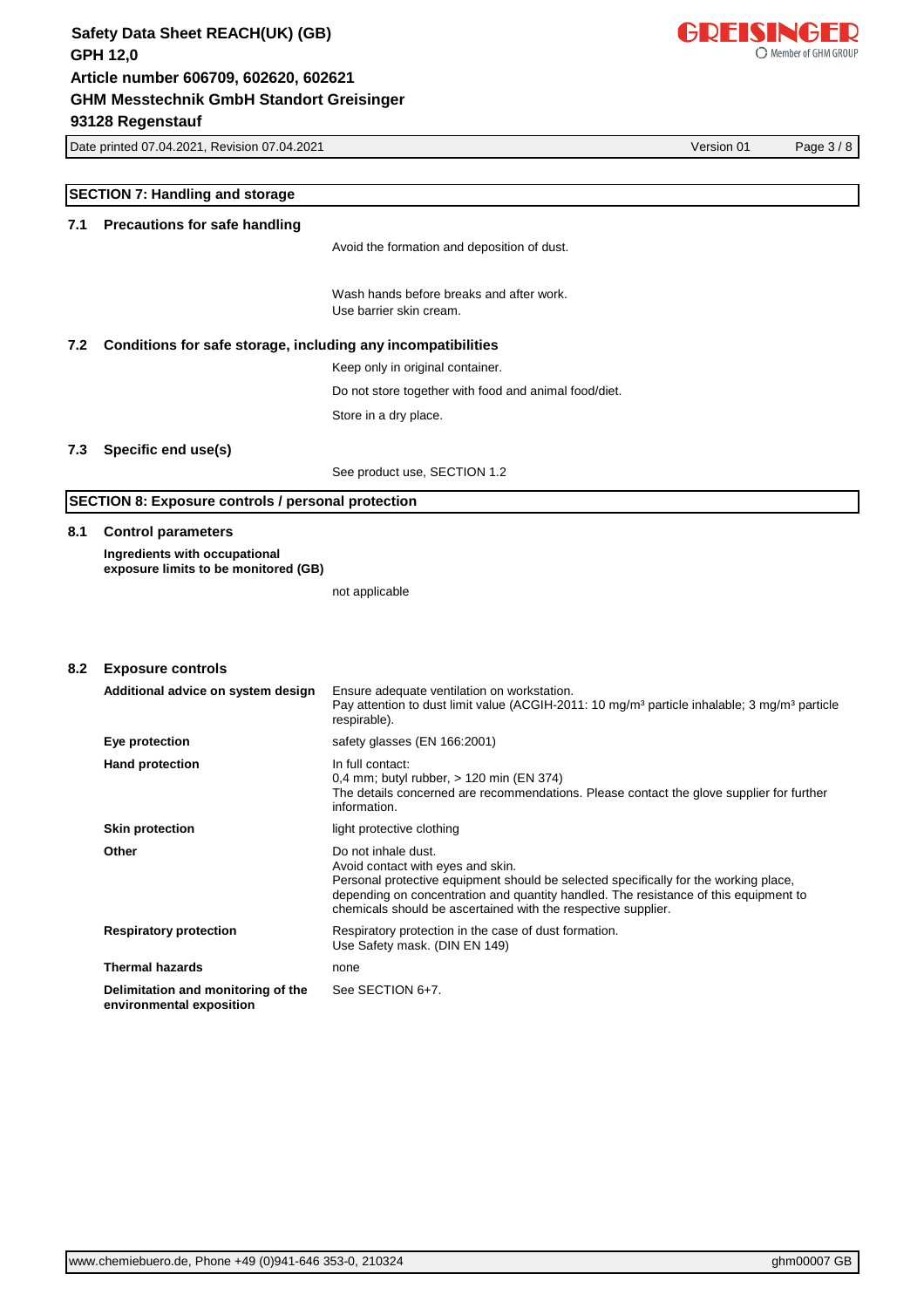## SECTION 7: Handling and storage

### 7.1 Precautions for safe handling

Avoid the formation and deposition of dust.

Wash hands before breaks and after work.
Use barrier skin cream.

### 7.2 Conditions for safe storage, including any incompatibilities

Keep only in original container.

Do not store together with food and animal food/diet.

Store in a dry place.

### 7.3 Specific end use(s)

See product use, SECTION 1.2

## SECTION 8: Exposure controls / personal protection

### 8.1 Control parameters

**Ingredients with occupational exposure limits to be monitored (GB)**

not applicable

### 8.2 Exposure controls

| | |
|---|---|
| **Additional advice on system design** | Ensure adequate ventilation on workstation.<br>Pay attention to dust limit value (ACGIH-2011: 10 mg/m³ particle inhalable; 3 mg/m³ particle respirable). |
| **Eye protection** | safety glasses (EN 166:2001) |
| **Hand protection** | In full contact:<br>0,4 mm; butyl rubber, > 120 min (EN 374)<br>The details concerned are recommendations. Please contact the glove supplier for further information. |
| **Skin protection** | light protective clothing |
| **Other** | Do not inhale dust.<br>Avoid contact with eyes and skin.<br>Personal protective equipment should be selected specifically for the working place, depending on concentration and quantity handled. The resistance of this equipment to chemicals should be ascertained with the respective supplier. |
| **Respiratory protection** | Respiratory protection in the case of dust formation.<br>Use Safety mask. (DIN EN 149) |
| **Thermal hazards** | none |
| **Delimitation and monitoring of the environmental exposition** | See SECTION 6+7. |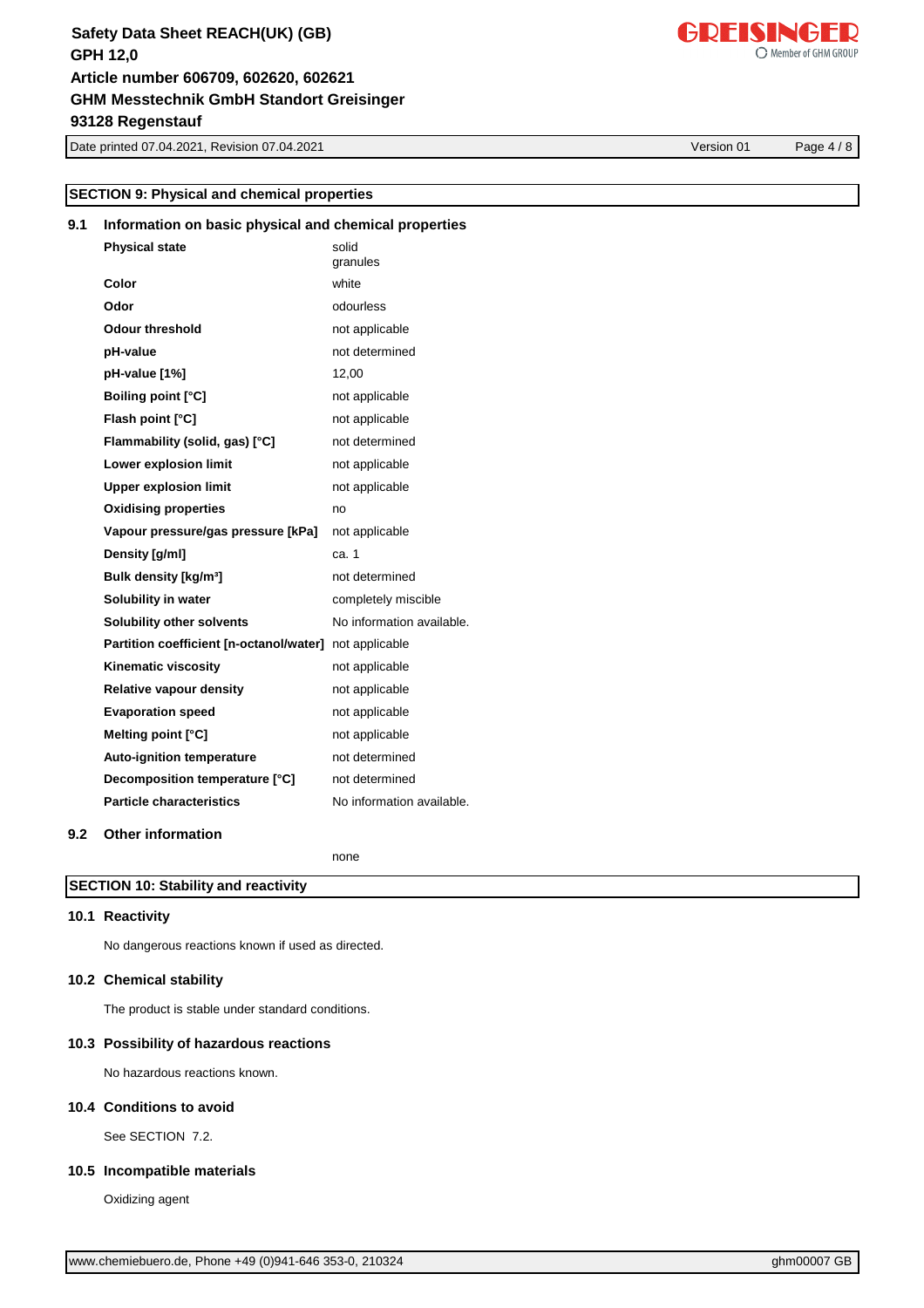## SECTION 9: Physical and chemical properties

### 9.1 Information on basic physical and chemical properties

| Property | Value |
|---|---|
| **Physical state** | solid<br>granules |
| **Color** | white |
| **Odor** | odourless |
| **Odour threshold** | not applicable |
| **pH-value** | not determined |
| **pH-value [1%]** | 12,00 |
| **Boiling point [°C]** | not applicable |
| **Flash point [°C]** | not applicable |
| **Flammability (solid, gas) [°C]** | not determined |
| **Lower explosion limit** | not applicable |
| **Upper explosion limit** | not applicable |
| **Oxidising properties** | no |
| **Vapour pressure/gas pressure [kPa]** | not applicable |
| **Density [g/ml]** | ca. 1 |
| **Bulk density [kg/m³]** | not determined |
| **Solubility in water** | completely miscible |
| **Solubility other solvents** | No information available. |
| **Partition coefficient [n-octanol/water]** | not applicable |
| **Kinematic viscosity** | not applicable |
| **Relative vapour density** | not applicable |
| **Evaporation speed** | not applicable |
| **Melting point [°C]** | not applicable |
| **Auto-ignition temperature** | not determined |
| **Decomposition temperature [°C]** | not determined |
| **Particle characteristics** | No information available. |

### 9.2 Other information

none

## SECTION 10: Stability and reactivity

### 10.1 Reactivity

No dangerous reactions known if used as directed.

### 10.2 Chemical stability

The product is stable under standard conditions.

### 10.3 Possibility of hazardous reactions

No hazardous reactions known.

### 10.4 Conditions to avoid

See SECTION 7.2.

### 10.5 Incompatible materials

Oxidizing agent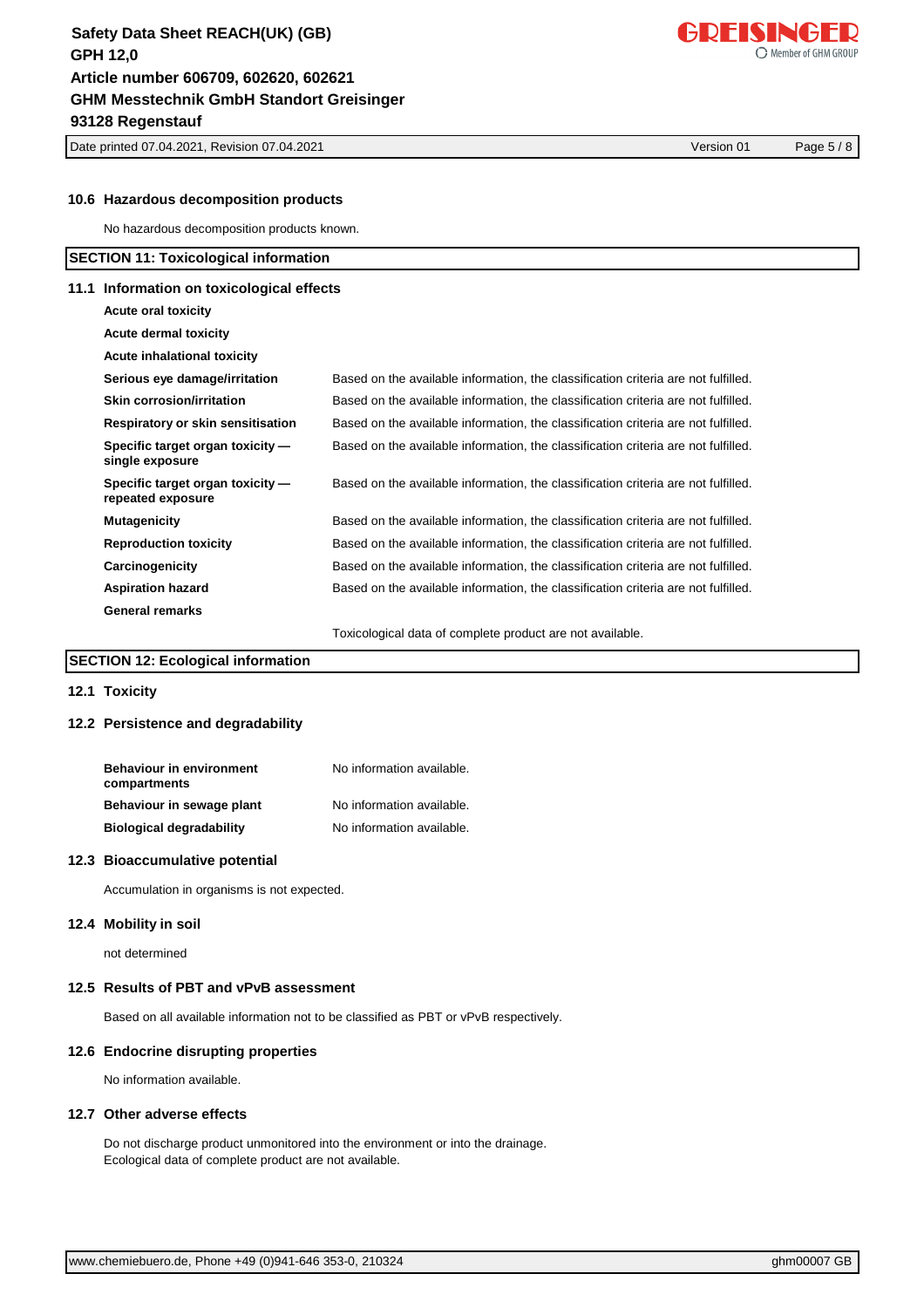### 10.6 Hazardous decomposition products

No hazardous decomposition products known.

## SECTION 11: Toxicological information

### 11.1 Information on toxicological effects

| | |
|---|---|
| **Acute oral toxicity** | |
| **Acute dermal toxicity** | |
| **Acute inhalational toxicity** | |
| **Serious eye damage/irritation** | Based on the available information, the classification criteria are not fulfilled. |
| **Skin corrosion/irritation** | Based on the available information, the classification criteria are not fulfilled. |
| **Respiratory or skin sensitisation** | Based on the available information, the classification criteria are not fulfilled. |
| **Specific target organ toxicity — single exposure** | Based on the available information, the classification criteria are not fulfilled. |
| **Specific target organ toxicity — repeated exposure** | Based on the available information, the classification criteria are not fulfilled. |
| **Mutagenicity** | Based on the available information, the classification criteria are not fulfilled. |
| **Reproduction toxicity** | Based on the available information, the classification criteria are not fulfilled. |
| **Carcinogenicity** | Based on the available information, the classification criteria are not fulfilled. |
| **Aspiration hazard** | Based on the available information, the classification criteria are not fulfilled. |
| **General remarks** | |
| | Toxicological data of complete product are not available. |

## SECTION 12: Ecological information

### 12.1 Toxicity

### 12.2 Persistence and degradability

| | |
|---|---|
| **Behaviour in environment compartments** | No information available. |
| **Behaviour in sewage plant** | No information available. |
| **Biological degradability** | No information available. |

### 12.3 Bioaccumulative potential

Accumulation in organisms is not expected.

### 12.4 Mobility in soil

not determined

### 12.5 Results of PBT and vPvB assessment

Based on all available information not to be classified as PBT or vPvB respectively.

### 12.6 Endocrine disrupting properties

No information available.

### 12.7 Other adverse effects

Do not discharge product unmonitored into the environment or into the drainage.
Ecological data of complete product are not available.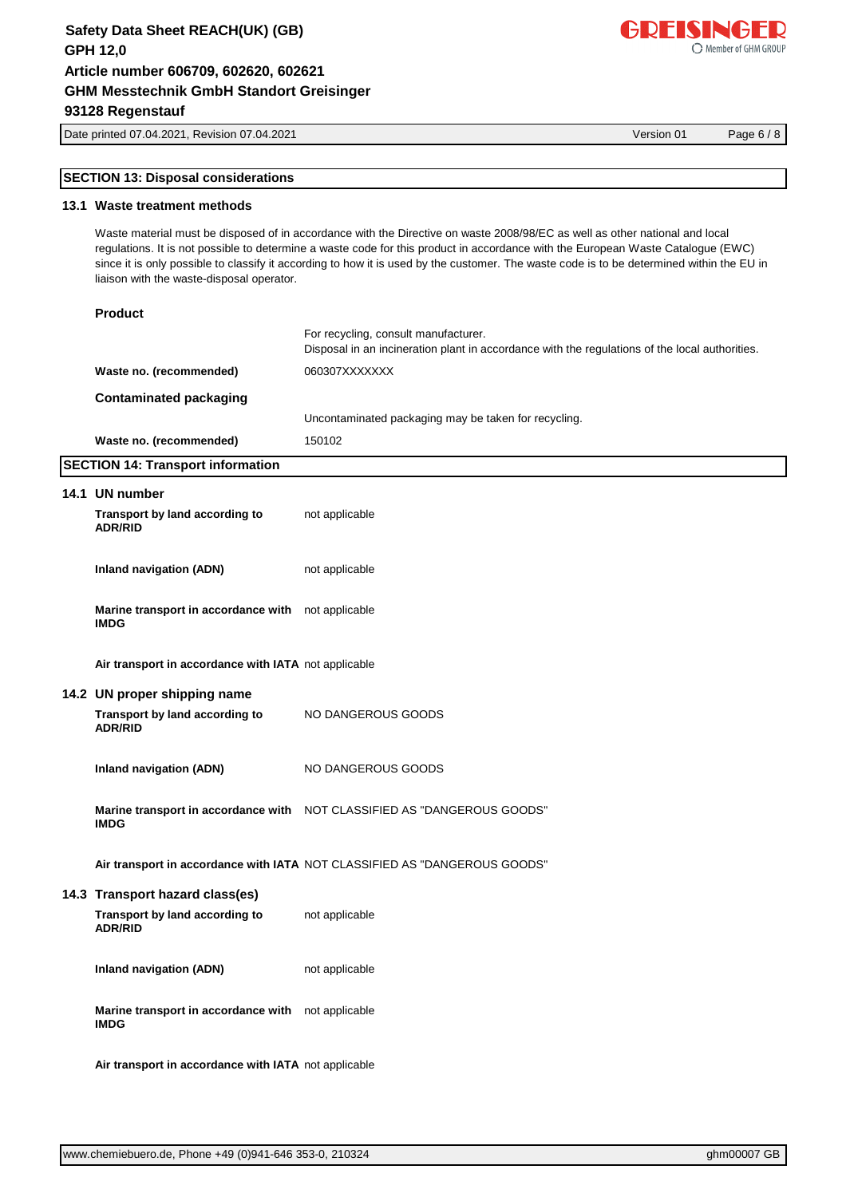## SECTION 13: Disposal considerations

### 13.1 Waste treatment methods

Waste material must be disposed of in accordance with the Directive on waste 2008/98/EC as well as other national and local regulations. It is not possible to determine a waste code for this product in accordance with the European Waste Catalogue (EWC) since it is only possible to classify it according to how it is used by the customer. The waste code is to be determined within the EU in liaison with the waste-disposal operator.

**Product**

For recycling, consult manufacturer.
Disposal in an incineration plant in accordance with the regulations of the local authorities.

| | |
|---|---|
| **Waste no. (recommended)** | 060307XXXXXXX |

**Contaminated packaging**

Uncontaminated packaging may be taken for recycling.

| | |
|---|---|
| **Waste no. (recommended)** | 150102 |

## SECTION 14: Transport information

### 14.1 UN number

| | |
|---|---|
| **Transport by land according to ADR/RID** | not applicable |
| **Inland navigation (ADN)** | not applicable |
| **Marine transport in accordance with IMDG** | not applicable |
| **Air transport in accordance with IATA** | not applicable |

### 14.2 UN proper shipping name

| | |
|---|---|
| **Transport by land according to ADR/RID** | NO DANGEROUS GOODS |
| **Inland navigation (ADN)** | NO DANGEROUS GOODS |
| **Marine transport in accordance with IMDG** | NOT CLASSIFIED AS "DANGEROUS GOODS" |
| **Air transport in accordance with IATA** | NOT CLASSIFIED AS "DANGEROUS GOODS" |

### 14.3 Transport hazard class(es)

| | |
|---|---|
| **Transport by land according to ADR/RID** | not applicable |
| **Inland navigation (ADN)** | not applicable |
| **Marine transport in accordance with IMDG** | not applicable |
| **Air transport in accordance with IATA** | not applicable |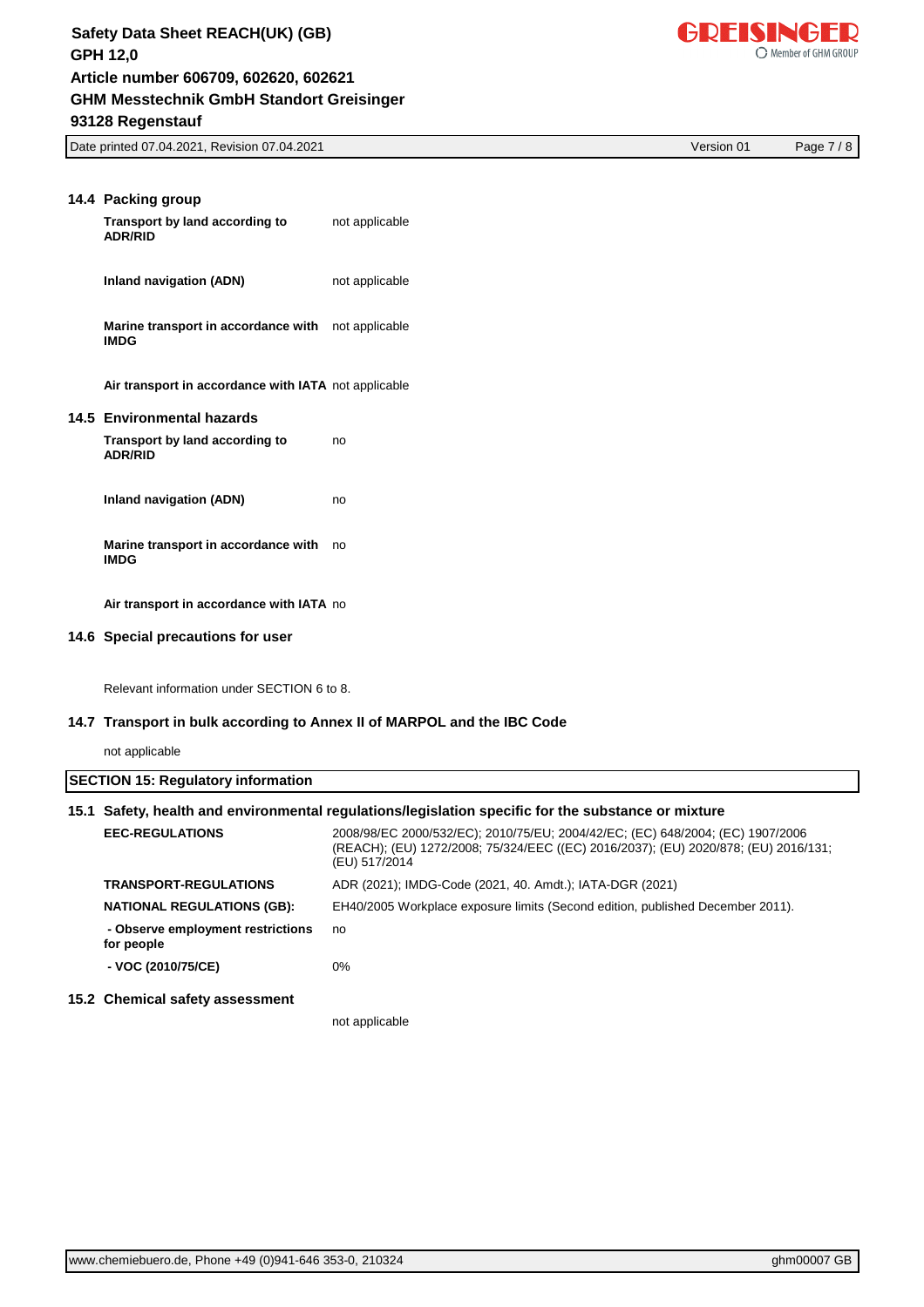### 14.4 Packing group

| | |
|---|---|
| **Transport by land according to ADR/RID** | not applicable |
| **Inland navigation (ADN)** | not applicable |
| **Marine transport in accordance with IMDG** | not applicable |
| **Air transport in accordance with IATA** | not applicable |

### 14.5 Environmental hazards

| | |
|---|---|
| **Transport by land according to ADR/RID** | no |
| **Inland navigation (ADN)** | no |
| **Marine transport in accordance with IMDG** | no |
| **Air transport in accordance with IATA** | no |

### 14.6 Special precautions for user

Relevant information under SECTION 6 to 8.

### 14.7 Transport in bulk according to Annex II of MARPOL and the IBC Code

not applicable

## SECTION 15: Regulatory information

### 15.1 Safety, health and environmental regulations/legislation specific for the substance or mixture

| | |
|---|---|
| **EEC-REGULATIONS** | 2008/98/EC 2000/532/EC); 2010/75/EU; 2004/42/EC; (EC) 648/2004; (EC) 1907/2006 (REACH); (EU) 1272/2008; 75/324/EEC ((EC) 2016/2037); (EU) 2020/878; (EU) 2016/131; (EU) 517/2014 |
| **TRANSPORT-REGULATIONS** | ADR (2021); IMDG-Code (2021, 40. Amdt.); IATA-DGR (2021) |
| **NATIONAL REGULATIONS (GB):** | EH40/2005 Workplace exposure limits (Second edition, published December 2011). |
| **- Observe employment restrictions for people** | no |
| **- VOC (2010/75/CE)** | 0% |

### 15.2 Chemical safety assessment

not applicable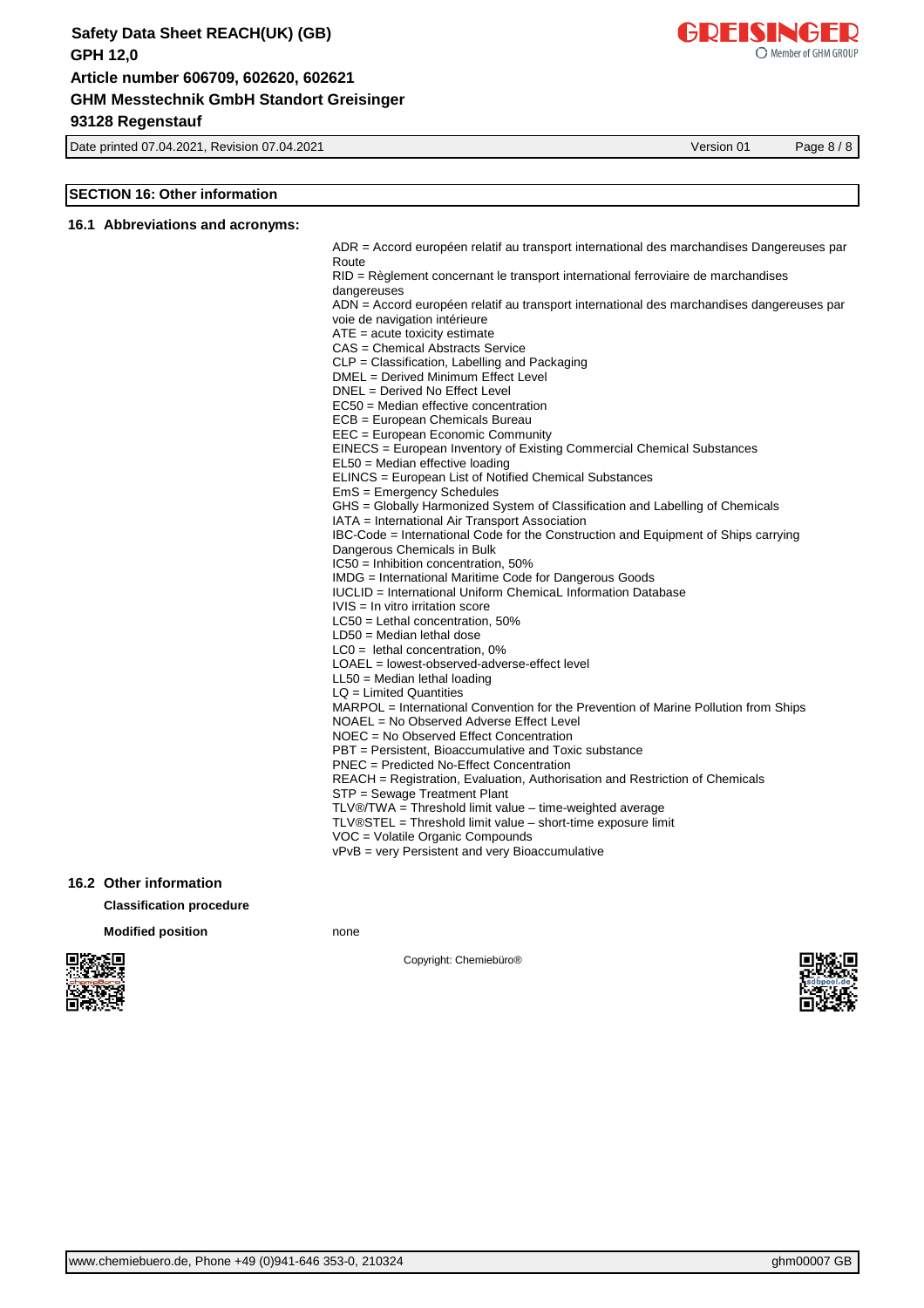## SECTION 16: Other information

### 16.1 Abbreviations and acronyms:

ADR = Accord européen relatif au transport international des marchandises Dangereuses par Route
RID = Règlement concernant le transport international ferroviaire de marchandises dangereuses
ADN = Accord européen relatif au transport international des marchandises dangereuses par voie de navigation intérieure
ATE = acute toxicity estimate
CAS = Chemical Abstracts Service
CLP = Classification, Labelling and Packaging
DMEL = Derived Minimum Effect Level
DNEL = Derived No Effect Level
EC50 = Median effective concentration
ECB = European Chemicals Bureau
EEC = European Economic Community
EINECS = European Inventory of Existing Commercial Chemical Substances
EL50 = Median effective loading
ELINCS = European List of Notified Chemical Substances
EmS = Emergency Schedules
GHS = Globally Harmonized System of Classification and Labelling of Chemicals
IATA = International Air Transport Association
IBC-Code = International Code for the Construction and Equipment of Ships carrying Dangerous Chemicals in Bulk
IC50 = Inhibition concentration, 50%
IMDG = International Maritime Code for Dangerous Goods
IUCLID = International Uniform ChemicaL Information Database
IVIS = In vitro irritation score
LC50 = Lethal concentration, 50%
LD50 = Median lethal dose
LC0 = lethal concentration, 0%
LOAEL = lowest-observed-adverse-effect level
LL50 = Median lethal loading
LQ = Limited Quantities
MARPOL = International Convention for the Prevention of Marine Pollution from Ships
NOAEL = No Observed Adverse Effect Level
NOEC = No Observed Effect Concentration
PBT = Persistent, Bioaccumulative and Toxic substance
PNEC = Predicted No-Effect Concentration
REACH = Registration, Evaluation, Authorisation and Restriction of Chemicals
STP = Sewage Treatment Plant
TLV®/TWA = Threshold limit value – time-weighted average
TLV®STEL = Threshold limit value – short-time exposure limit
VOC = Volatile Organic Compounds
vPvB = very Persistent and very Bioaccumulative

### 16.2 Other information

**Classification procedure**

**Modified position** none

Copyright: Chemiebüro®